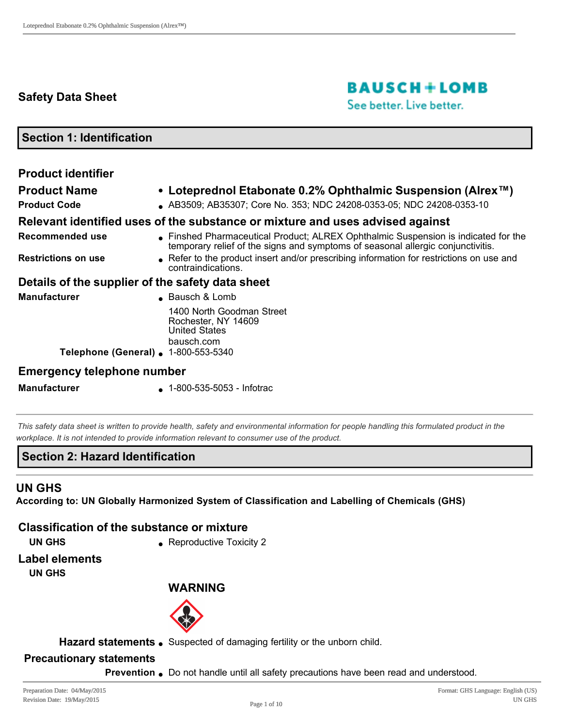# Safety Data Sheet

## Section 1: Identification

### Product identifier

**Product Name**
- **Loteprednol Etabonate 0.2% Ophthalmic Suspension (Alrex™)**

**Product Code**
- AB3509; AB35307; Core No. 353; NDC 24208-0353-05; NDC 24208-0353-10

### Relevant identified uses of the substance or mixture and uses advised against

**Recommended use**
- Finshed Pharmaceutical Product; ALREX Ophthalmic Suspension is indicated for the temporary relief of the signs and symptoms of seasonal allergic conjunctivitis.

**Restrictions on use**
- Refer to the product insert and/or prescribing information for restrictions on use and contraindications.

### Details of the supplier of the safety data sheet

**Manufacturer**
- Bausch & Lomb

  1400 North Goodman Street
  Rochester, NY 14609
  United States
  bausch.com

**Telephone (General)**
- 1-800-553-5340

### Emergency telephone number

**Manufacturer**
- 1-800-535-5053 - Infotrac

*This safety data sheet is written to provide health, safety and environmental information for people handling this formulated product in the workplace. It is not intended to provide information relevant to consumer use of the product.*

## Section 2: Hazard Identification

### UN GHS

**According to: UN Globally Harmonized System of Classification and Labelling of Chemicals (GHS)**

### Classification of the substance or mixture

**UN GHS**
- Reproductive Toxicity 2

### Label elements

**UN GHS**

**WARNING**

**Hazard statements**
- Suspected of damaging fertility or the unborn child.

### Precautionary statements

**Prevention**
- Do not handle until all safety precautions have been read and understood.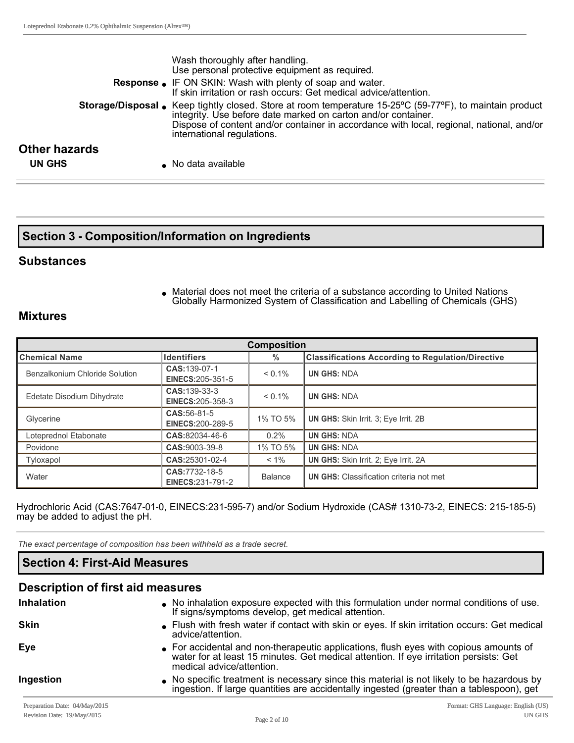| | |
|---|---|
| | Wash thoroughly after handling. Use personal protective equipment as required. |
| **Response** | IF ON SKIN: Wash with plenty of soap and water. If skin irritation or rash occurs: Get medical advice/attention. |
| **Storage/Disposal** | Keep tightly closed. Store at room temperature 15-25ºC (59-77ºF), to maintain product integrity. Use before date marked on carton and/or container. Dispose of content and/or container in accordance with local, regional, national, and/or international regulations. |

### Other hazards

**UN GHS**
- No data available

## Section 3 - Composition/Information on Ingredients

### Substances

- Material does not meet the criteria of a substance according to United Nations Globally Harmonized System of Classification and Labelling of Chemicals (GHS)

### Mixtures

| Composition | | | |
|---|---|---|---|
| **Chemical Name** | **Identifiers** | **%** | **Classifications According to Regulation/Directive** |
| Benzalkonium Chloride Solution | **CAS:**139-07-1 **EINECS:**205-351-5 | < 0.1% | **UN GHS:** NDA |
| Edetate Disodium Dihydrate | **CAS:**139-33-3 **EINECS:**205-358-3 | < 0.1% | **UN GHS:** NDA |
| Glycerine | **CAS:**56-81-5 **EINECS:**200-289-5 | 1% TO 5% | **UN GHS:** Skin Irrit. 3; Eye Irrit. 2B |
| Loteprednol Etabonate | **CAS:**82034-46-6 | 0.2% | **UN GHS:** NDA |
| Povidone | **CAS:**9003-39-8 | 1% TO 5% | **UN GHS:** NDA |
| Tyloxapol | **CAS:**25301-02-4 | < 1% | **UN GHS:** Skin Irrit. 2; Eye Irrit. 2A |
| Water | **CAS:**7732-18-5 **EINECS:**231-791-2 | Balance | **UN GHS:** Classification criteria not met |

Hydrochloric Acid (CAS:7647-01-0, EINECS:231-595-7) and/or Sodium Hydroxide (CAS# 1310-73-2, EINECS: 215-185-5) may be added to adjust the pH.

*The exact percentage of composition has been withheld as a trade secret.*

## Section 4: First-Aid Measures

### Description of first aid measures

| | |
|---|---|
| **Inhalation** | No inhalation exposure expected with this formulation under normal conditions of use. If signs/symptoms develop, get medical attention. |
| **Skin** | Flush with fresh water if contact with skin or eyes. If skin irritation occurs: Get medical advice/attention. |
| **Eye** | For accidental and non-therapeutic applications, flush eyes with copious amounts of water for at least 15 minutes. Get medical attention. If eye irritation persists: Get medical advice/attention. |
| **Ingestion** | No specific treatment is necessary since this material is not likely to be hazardous by ingestion. If large quantities are accidentally ingested (greater than a tablespoon), get |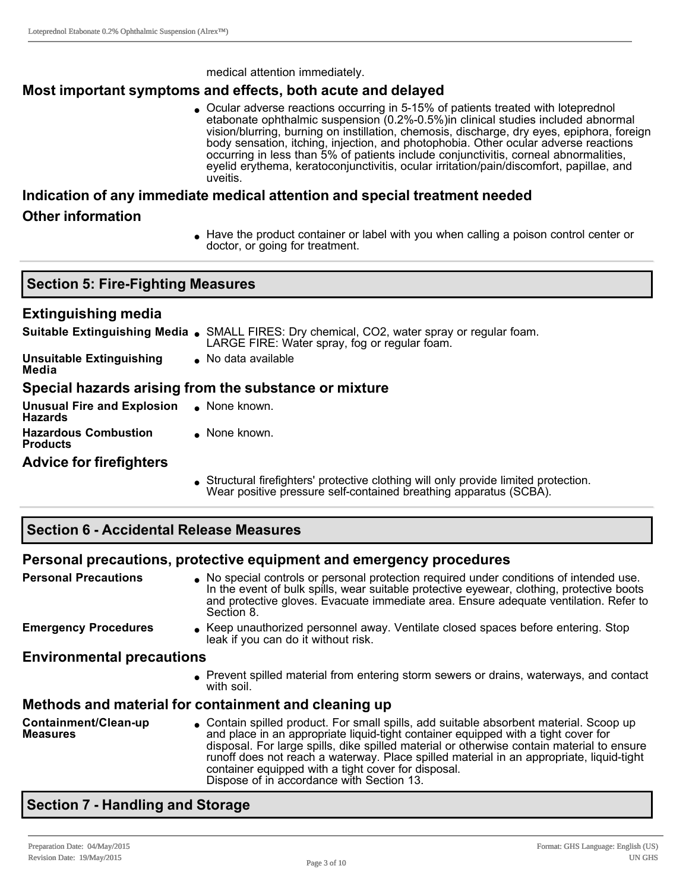medical attention immediately.

### Most important symptoms and effects, both acute and delayed

- Ocular adverse reactions occurring in 5-15% of patients treated with loteprednol etabonate ophthalmic suspension (0.2%-0.5%)in clinical studies included abnormal vision/blurring, burning on instillation, chemosis, discharge, dry eyes, epiphora, foreign body sensation, itching, injection, and photophobia. Other ocular adverse reactions occurring in less than 5% of patients include conjunctivitis, corneal abnormalities, eyelid erythema, keratoconjunctivitis, ocular irritation/pain/discomfort, papillae, and uveitis.

### Indication of any immediate medical attention and special treatment needed

### Other information

- Have the product container or label with you when calling a poison control center or doctor, or going for treatment.

## Section 5: Fire-Fighting Measures

### Extinguishing media

**Suitable Extinguishing Media**
- SMALL FIRES: Dry chemical, $CO_2$, water spray or regular foam.
  LARGE FIRE: Water spray, fog or regular foam.

**Unsuitable Extinguishing Media**
- No data available

### Special hazards arising from the substance or mixture

**Unusual Fire and Explosion Hazards**
- None known.

**Hazardous Combustion Products**
- None known.

### Advice for firefighters

- Structural firefighters' protective clothing will only provide limited protection. Wear positive pressure self-contained breathing apparatus (SCBA).

## Section 6 - Accidental Release Measures

### Personal precautions, protective equipment and emergency procedures

**Personal Precautions**
- No special controls or personal protection required under conditions of intended use. In the event of bulk spills, wear suitable protective eyewear, clothing, protective boots and protective gloves. Evacuate immediate area. Ensure adequate ventilation. Refer to Section 8.

**Emergency Procedures**
- Keep unauthorized personnel away. Ventilate closed spaces before entering. Stop leak if you can do it without risk.

### Environmental precautions

- Prevent spilled material from entering storm sewers or drains, waterways, and contact with soil.

### Methods and material for containment and cleaning up

**Containment/Clean-up Measures**
- Contain spilled product. For small spills, add suitable absorbent material. Scoop up and place in an appropriate liquid-tight container equipped with a tight cover for disposal. For large spills, dike spilled material or otherwise contain material to ensure runoff does not reach a waterway. Place spilled material in an appropriate, liquid-tight container equipped with a tight cover for disposal.
  Dispose of in accordance with Section 13.

## Section 7 - Handling and Storage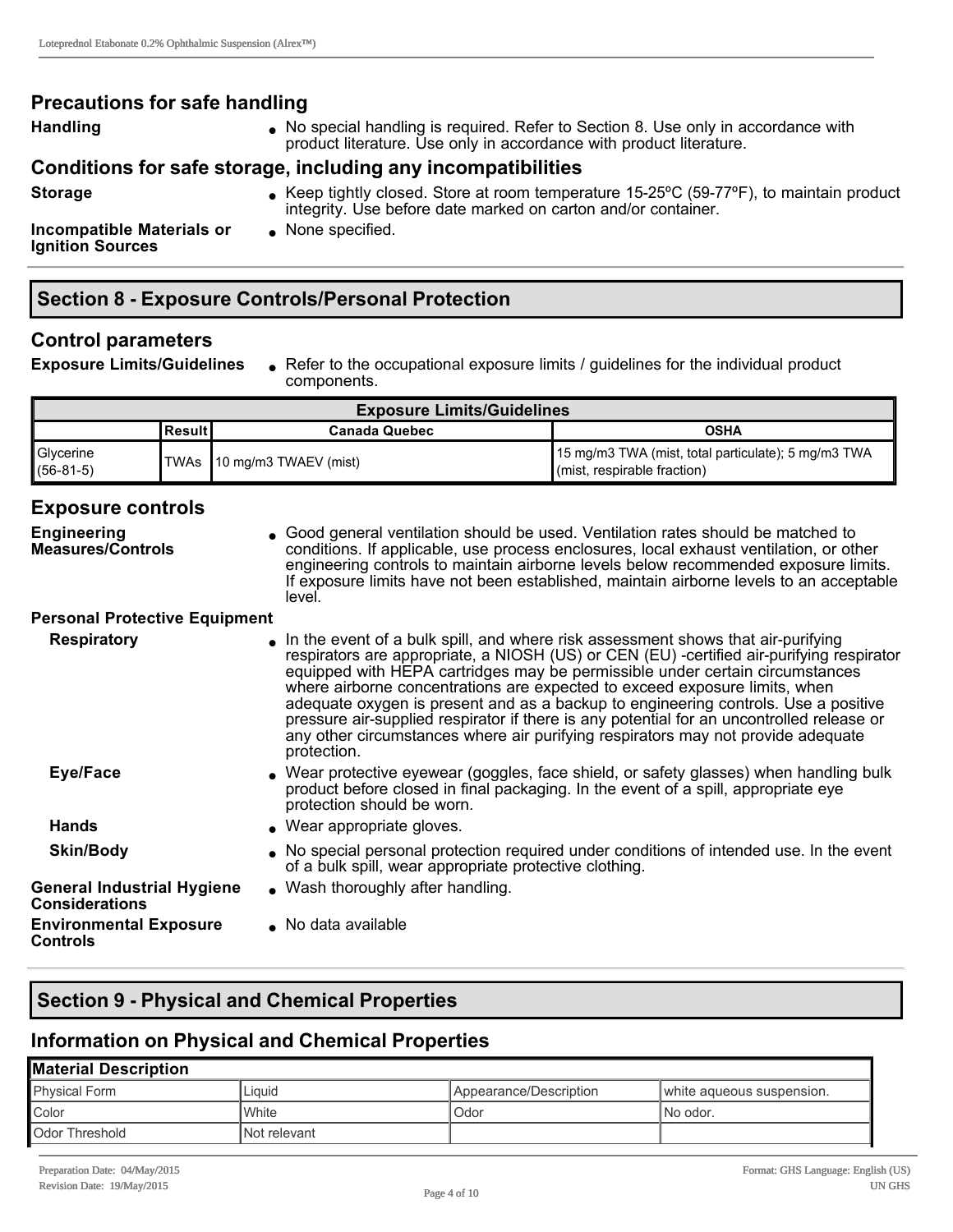## Precautions for safe handling

**Handling**
- No special handling is required. Refer to Section 8. Use only in accordance with product literature. Use only in accordance with product literature.

## Conditions for safe storage, including any incompatibilities

**Storage**
- Keep tightly closed. Store at room temperature 15-25ºC (59-77ºF), to maintain product integrity. Use before date marked on carton and/or container.

**Incompatible Materials or Ignition Sources**
- None specified.

# Section 8 - Exposure Controls/Personal Protection

## Control parameters

**Exposure Limits/Guidelines**
- Refer to the occupational exposure limits / guidelines for the individual product components.

| Exposure Limits/Guidelines | | | |
|---|---|---|---|
| | Result | Canada Quebec | OSHA |
| Glycerine (56-81-5) | TWAs | 10 mg/m3 TWAEV (mist) | 15 mg/m3 TWA (mist, total particulate); 5 mg/m3 TWA (mist, respirable fraction) |

## Exposure controls

**Engineering Measures/Controls**
- Good general ventilation should be used. Ventilation rates should be matched to conditions. If applicable, use process enclosures, local exhaust ventilation, or other engineering controls to maintain airborne levels below recommended exposure limits. If exposure limits have not been established, maintain airborne levels to an acceptable level.

**Personal Protective Equipment**

**Respiratory**
- In the event of a bulk spill, and where risk assessment shows that air-purifying respirators are appropriate, a NIOSH (US) or CEN (EU) -certified air-purifying respirator equipped with HEPA cartridges may be permissible under certain circumstances where airborne concentrations are expected to exceed exposure limits, when adequate oxygen is present and as a backup to engineering controls. Use a positive pressure air-supplied respirator if there is any potential for an uncontrolled release or any other circumstances where air purifying respirators may not provide adequate protection.

**Eye/Face**
- Wear protective eyewear (goggles, face shield, or safety glasses) when handling bulk product before closed in final packaging. In the event of a spill, appropriate eye protection should be worn.

**Hands**
- Wear appropriate gloves.

**Skin/Body**
- No special personal protection required under conditions of intended use. In the event of a bulk spill, wear appropriate protective clothing.

**General Industrial Hygiene Considerations**
- Wash thoroughly after handling.

**Environmental Exposure Controls**
- No data available

# Section 9 - Physical and Chemical Properties

## Information on Physical and Chemical Properties

| Material Description | | | |
|---|---|---|---|
| Physical Form | Liquid | Appearance/Description | white aqueous suspension. |
| Color | White | Odor | No odor. |
| Odor Threshold | Not relevant | | |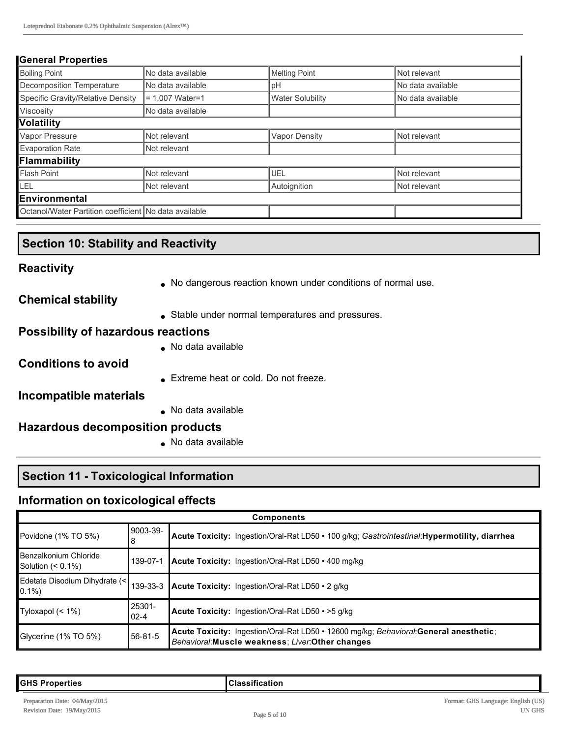| General Properties | | | |
|---|---|---|---|
| Boiling Point | No data available | Melting Point | Not relevant |
| Decomposition Temperature | No data available | pH | No data available |
| Specific Gravity/Relative Density | = 1.007 Water=1 | Water Solubility | No data available |
| Viscosity | No data available | | |
| **Volatility** | | | |
| Vapor Pressure | Not relevant | Vapor Density | Not relevant |
| Evaporation Rate | Not relevant | | |
| **Flammability** | | | |
| Flash Point | Not relevant | UEL | Not relevant |
| LEL | Not relevant | Autoignition | Not relevant |
| **Environmental** | | | |
| Octanol/Water Partition coefficient | No data available | | |

## Section 10: Stability and Reactivity

### Reactivity

- No dangerous reaction known under conditions of normal use.

### Chemical stability

- Stable under normal temperatures and pressures.

### Possibility of hazardous reactions

- No data available

### Conditions to avoid

- Extreme heat or cold. Do not freeze.

### Incompatible materials

- No data available

### Hazardous decomposition products

- No data available

## Section 11 - Toxicological Information

### Information on toxicological effects

| Components | | |
|---|---|---|
| Povidone (1% TO 5%) | 9003-39-8 | **Acute Toxicity:** Ingestion/Oral-Rat LD50 • 100 g/kg; *Gastrointestinal*:**Hypermotility, diarrhea** |
| Benzalkonium Chloride Solution (< 0.1%) | 139-07-1 | **Acute Toxicity:** Ingestion/Oral-Rat LD50 • 400 mg/kg |
| Edetate Disodium Dihydrate (< 0.1%) | 139-33-3 | **Acute Toxicity:** Ingestion/Oral-Rat LD50 • 2 g/kg |
| Tyloxapol (< 1%) | 25301-02-4 | **Acute Toxicity:** Ingestion/Oral-Rat LD50 • >5 g/kg |
| Glycerine (1% TO 5%) | 56-81-5 | **Acute Toxicity:** Ingestion/Oral-Rat LD50 • 12600 mg/kg; *Behavioral*:**General anesthetic**; *Behavioral*:**Muscle weakness**; *Liver*:**Other changes** |

| GHS Properties | Classification |
|---|---|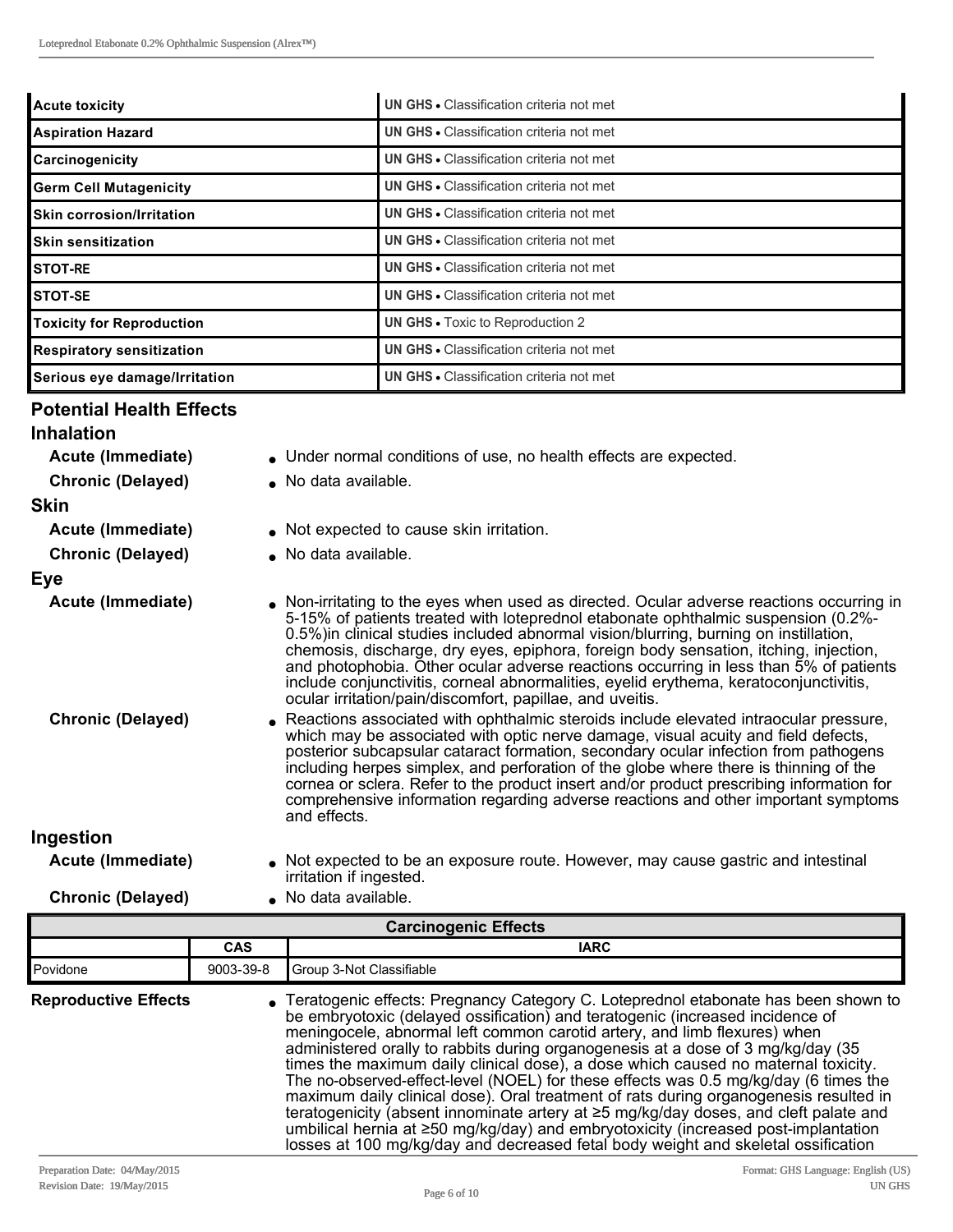| | |
|---|---|
| **Acute toxicity** | **UN GHS** • Classification criteria not met |
| **Aspiration Hazard** | **UN GHS** • Classification criteria not met |
| **Carcinogenicity** | **UN GHS** • Classification criteria not met |
| **Germ Cell Mutagenicity** | **UN GHS** • Classification criteria not met |
| **Skin corrosion/Irritation** | **UN GHS** • Classification criteria not met |
| **Skin sensitization** | **UN GHS** • Classification criteria not met |
| **STOT-RE** | **UN GHS** • Classification criteria not met |
| **STOT-SE** | **UN GHS** • Classification criteria not met |
| **Toxicity for Reproduction** | **UN GHS** • Toxic to Reproduction 2 |
| **Respiratory sensitization** | **UN GHS** • Classification criteria not met |
| **Serious eye damage/Irritation** | **UN GHS** • Classification criteria not met |

## Potential Health Effects

### Inhalation

**Acute (Immediate)**
- Under normal conditions of use, no health effects are expected.

**Chronic (Delayed)**
- No data available.

### Skin

**Acute (Immediate)**
- Not expected to cause skin irritation.

**Chronic (Delayed)**
- No data available.

### Eye

**Acute (Immediate)**
- Non-irritating to the eyes when used as directed. Ocular adverse reactions occurring in 5-15% of patients treated with loteprednol etabonate ophthalmic suspension (0.2%-0.5%)in clinical studies included abnormal vision/blurring, burning on instillation, chemosis, discharge, dry eyes, epiphora, foreign body sensation, itching, injection, and photophobia. Other ocular adverse reactions occurring in less than 5% of patients include conjunctivitis, corneal abnormalities, eyelid erythema, keratoconjunctivitis, ocular irritation/pain/discomfort, papillae, and uveitis.

**Chronic (Delayed)**
- Reactions associated with ophthalmic steroids include elevated intraocular pressure, which may be associated with optic nerve damage, visual acuity and field defects, posterior subcapsular cataract formation, secondary ocular infection from pathogens including herpes simplex, and perforation of the globe where there is thinning of the cornea or sclera. Refer to the product insert and/or product prescribing information for comprehensive information regarding adverse reactions and other important symptoms and effects.

### Ingestion

**Acute (Immediate)**
- Not expected to be an exposure route. However, may cause gastric and intestinal irritation if ingested.

**Chronic (Delayed)**
- No data available.

| Carcinogenic Effects | | |
|---|---|---|
| | **CAS** | **IARC** |
| Povidone | 9003-39-8 | Group 3-Not Classifiable |

**Reproductive Effects**
- Teratogenic effects: Pregnancy Category C. Loteprednol etabonate has been shown to be embryotoxic (delayed ossification) and teratogenic (increased incidence of meningocele, abnormal left common carotid artery, and limb flexures) when administered orally to rabbits during organogenesis at a dose of 3 mg/kg/day (35 times the maximum daily clinical dose), a dose which caused no maternal toxicity. The no-observed-effect-level (NOEL) for these effects was 0.5 mg/kg/day (6 times the maximum daily clinical dose). Oral treatment of rats during organogenesis resulted in teratogenicity (absent innominate artery at ≥5 mg/kg/day doses, and cleft palate and umbilical hernia at ≥50 mg/kg/day) and embryotoxicity (increased post-implantation losses at 100 mg/kg/day and decreased fetal body weight and skeletal ossification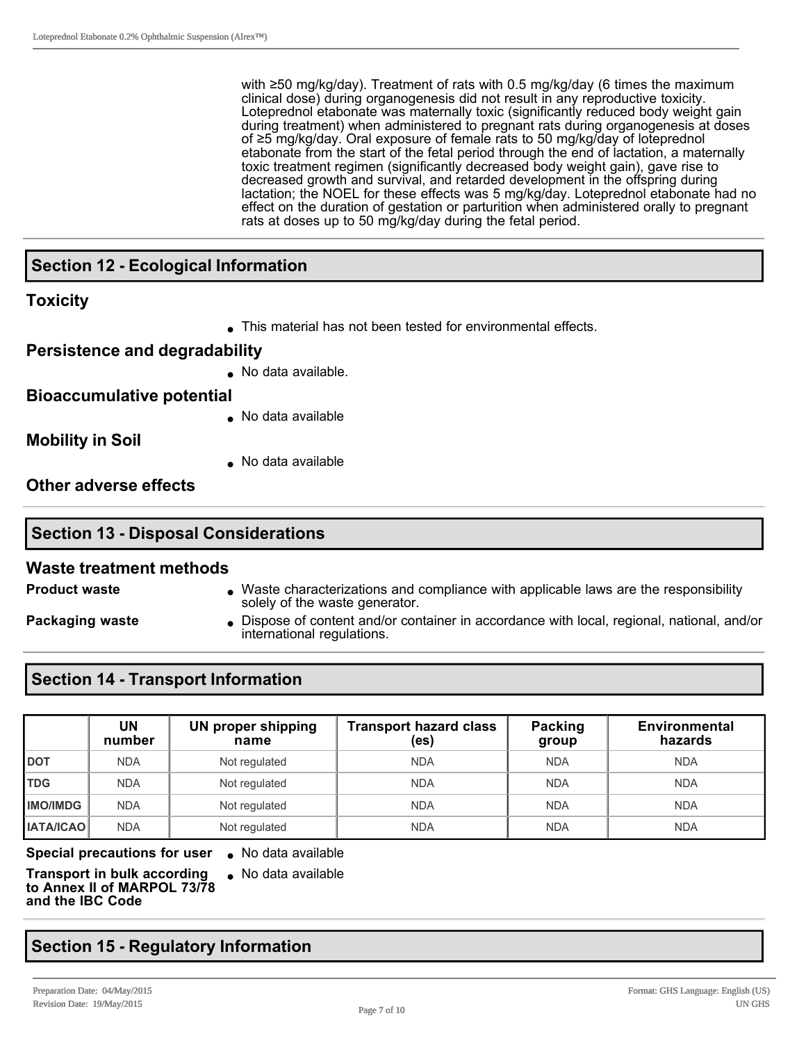with ≥50 mg/kg/day). Treatment of rats with 0.5 mg/kg/day (6 times the maximum clinical dose) during organogenesis did not result in any reproductive toxicity. Loteprednol etabonate was maternally toxic (significantly reduced body weight gain during treatment) when administered to pregnant rats during organogenesis at doses of ≥5 mg/kg/day. Oral exposure of female rats to 50 mg/kg/day of loteprednol etabonate from the start of the fetal period through the end of lactation, a maternally toxic treatment regimen (significantly decreased body weight gain), gave rise to decreased growth and survival, and retarded development in the offspring during lactation; the NOEL for these effects was 5 mg/kg/day. Loteprednol etabonate had no effect on the duration of gestation or parturition when administered orally to pregnant rats at doses up to 50 mg/kg/day during the fetal period.

## Section 12 - Ecological Information

### Toxicity

- This material has not been tested for environmental effects.

### Persistence and degradability

- No data available.

### Bioaccumulative potential

- No data available

### Mobility in Soil

- No data available

### Other adverse effects

## Section 13 - Disposal Considerations

### Waste treatment methods

**Product waste**

- Waste characterizations and compliance with applicable laws are the responsibility solely of the waste generator.

**Packaging waste**

- Dispose of content and/or container in accordance with local, regional, national, and/or international regulations.

## Section 14 - Transport Information

| | UN number | UN proper shipping name | Transport hazard class (es) | Packing group | Environmental hazards |
|---|---|---|---|---|---|
| **DOT** | NDA | Not regulated | NDA | NDA | NDA |
| **TDG** | NDA | Not regulated | NDA | NDA | NDA |
| **IMO/IMDG** | NDA | Not regulated | NDA | NDA | NDA |
| **IATA/ICAO** | NDA | Not regulated | NDA | NDA | NDA |

**Special precautions for user**

- No data available

**Transport in bulk according to Annex II of MARPOL 73/78 and the IBC Code**

- No data available

## Section 15 - Regulatory Information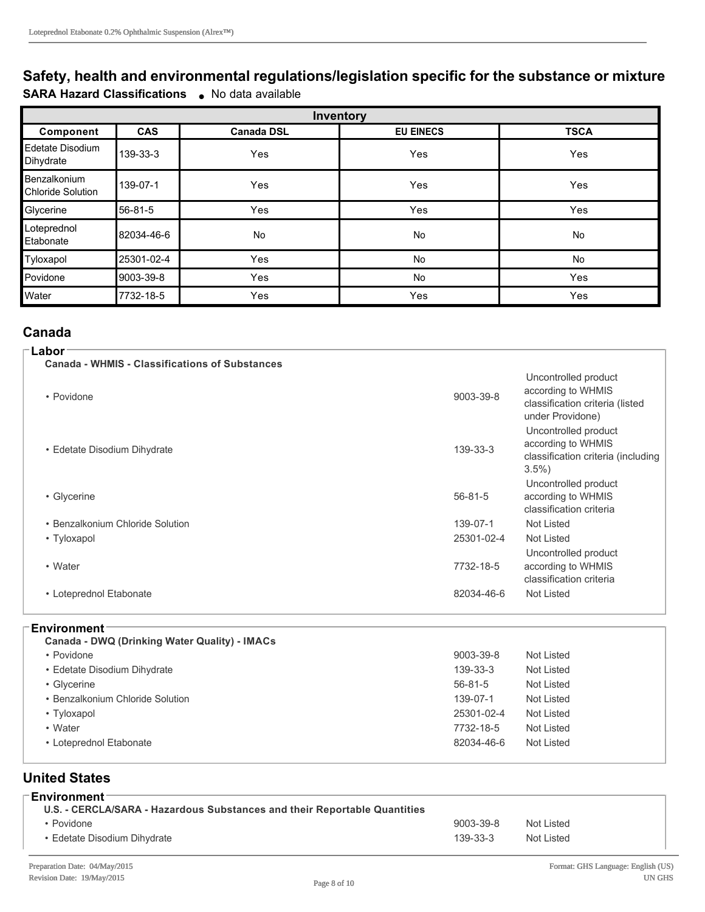## Safety, health and environmental regulations/legislation specific for the substance or mixture

**SARA Hazard Classifications** • No data available

| Inventory | | | | |
|---|---|---|---|---|
| **Component** | **CAS** | **Canada DSL** | **EU EINECS** | **TSCA** |
| Edetate Disodium Dihydrate | 139-33-3 | Yes | Yes | Yes |
| Benzalkonium Chloride Solution | 139-07-1 | Yes | Yes | Yes |
| Glycerine | 56-81-5 | Yes | Yes | Yes |
| Loteprednol Etabonate | 82034-46-6 | No | No | No |
| Tyloxapol | 25301-02-4 | Yes | No | No |
| Povidone | 9003-39-8 | Yes | No | Yes |
| Water | 7732-18-5 | Yes | Yes | Yes |

## Canada

### Labor

**Canada - WHMIS - Classifications of Substances**

| | | |
|---|---|---|
| • Povidone | 9003-39-8 | Uncontrolled product according to WHMIS classification criteria (listed under Providone) |
| • Edetate Disodium Dihydrate | 139-33-3 | Uncontrolled product according to WHMIS classification criteria (including 3.5%) |
| • Glycerine | 56-81-5 | Uncontrolled product according to WHMIS classification criteria |
| • Benzalkonium Chloride Solution | 139-07-1 | Not Listed |
| • Tyloxapol | 25301-02-4 | Not Listed |
| • Water | 7732-18-5 | Uncontrolled product according to WHMIS classification criteria |
| • Loteprednol Etabonate | 82034-46-6 | Not Listed |

### Environment

**Canada - DWQ (Drinking Water Quality) - IMACs**

| | | |
|---|---|---|
| • Povidone | 9003-39-8 | Not Listed |
| • Edetate Disodium Dihydrate | 139-33-3 | Not Listed |
| • Glycerine | 56-81-5 | Not Listed |
| • Benzalkonium Chloride Solution | 139-07-1 | Not Listed |
| • Tyloxapol | 25301-02-4 | Not Listed |
| • Water | 7732-18-5 | Not Listed |
| • Loteprednol Etabonate | 82034-46-6 | Not Listed |

## United States

### Environment

**U.S. - CERCLA/SARA - Hazardous Substances and their Reportable Quantities**

| | | |
|---|---|---|
| • Povidone | 9003-39-8 | Not Listed |
| • Edetate Disodium Dihydrate | 139-33-3 | Not Listed |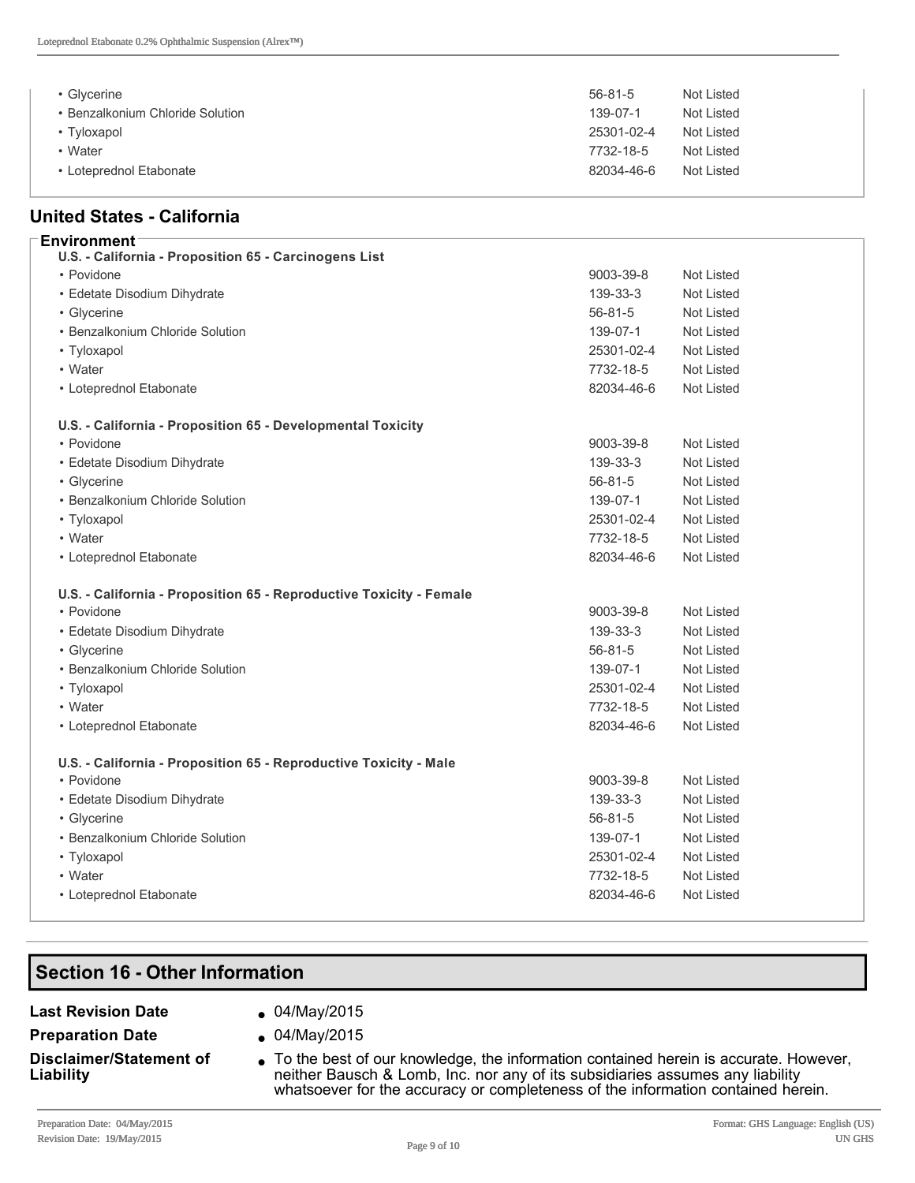| | | |
|---|---|---|
| • Glycerine | 56-81-5 | Not Listed |
| • Benzalkonium Chloride Solution | 139-07-1 | Not Listed |
| • Tyloxapol | 25301-02-4 | Not Listed |
| • Water | 7732-18-5 | Not Listed |
| • Loteprednol Etabonate | 82034-46-6 | Not Listed |

## United States - California

### Environment

**U.S. - California - Proposition 65 - Carcinogens List**

| | | |
|---|---|---|
| • Povidone | 9003-39-8 | Not Listed |
| • Edetate Disodium Dihydrate | 139-33-3 | Not Listed |
| • Glycerine | 56-81-5 | Not Listed |
| • Benzalkonium Chloride Solution | 139-07-1 | Not Listed |
| • Tyloxapol | 25301-02-4 | Not Listed |
| • Water | 7732-18-5 | Not Listed |
| • Loteprednol Etabonate | 82034-46-6 | Not Listed |

**U.S. - California - Proposition 65 - Developmental Toxicity**

| | | |
|---|---|---|
| • Povidone | 9003-39-8 | Not Listed |
| • Edetate Disodium Dihydrate | 139-33-3 | Not Listed |
| • Glycerine | 56-81-5 | Not Listed |
| • Benzalkonium Chloride Solution | 139-07-1 | Not Listed |
| • Tyloxapol | 25301-02-4 | Not Listed |
| • Water | 7732-18-5 | Not Listed |
| • Loteprednol Etabonate | 82034-46-6 | Not Listed |

**U.S. - California - Proposition 65 - Reproductive Toxicity - Female**

| | | |
|---|---|---|
| • Povidone | 9003-39-8 | Not Listed |
| • Edetate Disodium Dihydrate | 139-33-3 | Not Listed |
| • Glycerine | 56-81-5 | Not Listed |
| • Benzalkonium Chloride Solution | 139-07-1 | Not Listed |
| • Tyloxapol | 25301-02-4 | Not Listed |
| • Water | 7732-18-5 | Not Listed |
| • Loteprednol Etabonate | 82034-46-6 | Not Listed |

**U.S. - California - Proposition 65 - Reproductive Toxicity - Male**

| | | |
|---|---|---|
| • Povidone | 9003-39-8 | Not Listed |
| • Edetate Disodium Dihydrate | 139-33-3 | Not Listed |
| • Glycerine | 56-81-5 | Not Listed |
| • Benzalkonium Chloride Solution | 139-07-1 | Not Listed |
| • Tyloxapol | 25301-02-4 | Not Listed |
| • Water | 7732-18-5 | Not Listed |
| • Loteprednol Etabonate | 82034-46-6 | Not Listed |

## Section 16 - Other Information

**Last Revision Date**
- 04/May/2015

**Preparation Date**
- 04/May/2015

**Disclaimer/Statement of Liability**
- To the best of our knowledge, the information contained herein is accurate. However, neither Bausch & Lomb, Inc. nor any of its subsidiaries assumes any liability whatsoever for the accuracy or completeness of the information contained herein.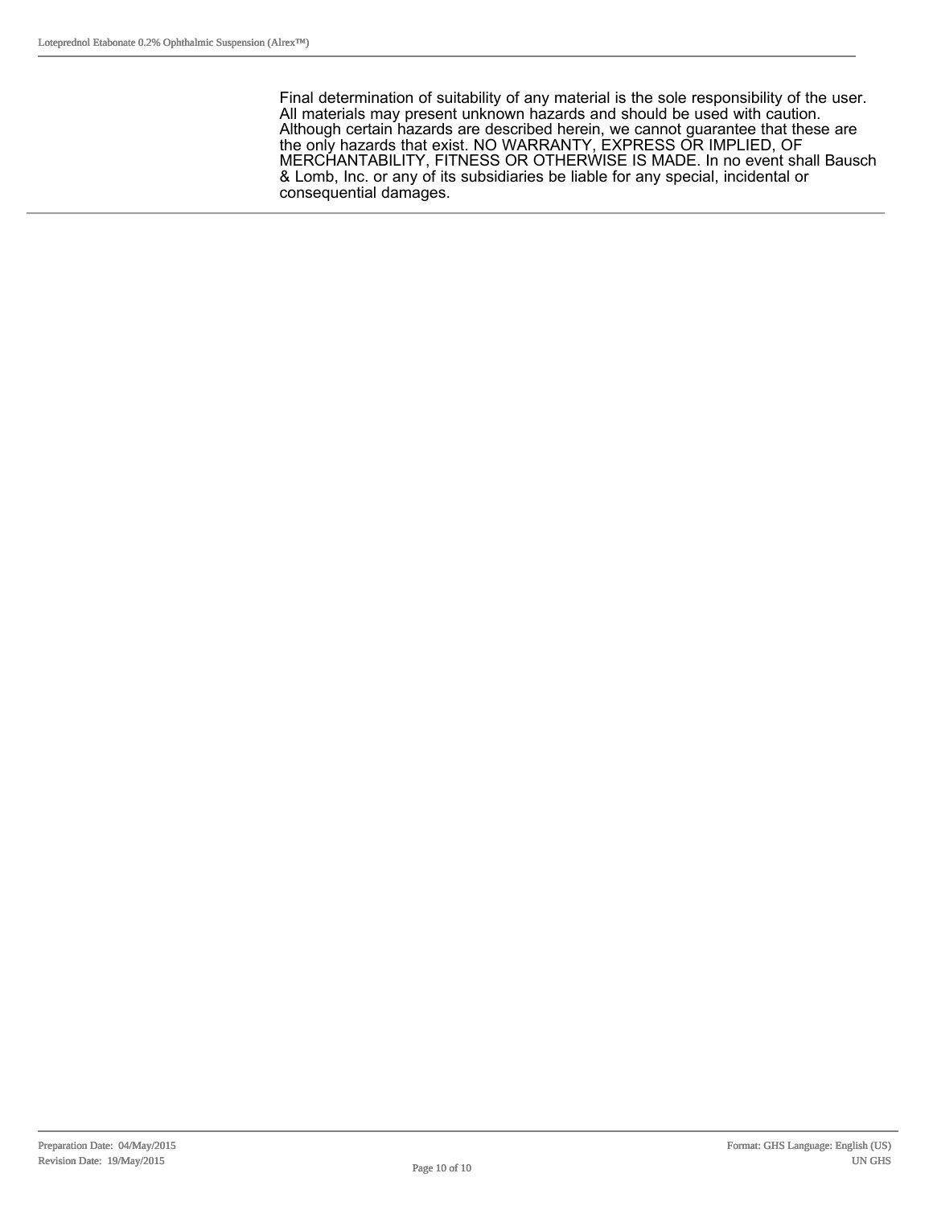Final determination of suitability of any material is the sole responsibility of the user. All materials may present unknown hazards and should be used with caution. Although certain hazards are described herein, we cannot guarantee that these are the only hazards that exist. NO WARRANTY, EXPRESS OR IMPLIED, OF MERCHANTABILITY, FITNESS OR OTHERWISE IS MADE. In no event shall Bausch & Lomb, Inc. or any of its subsidiaries be liable for any special, incidental or consequential damages.